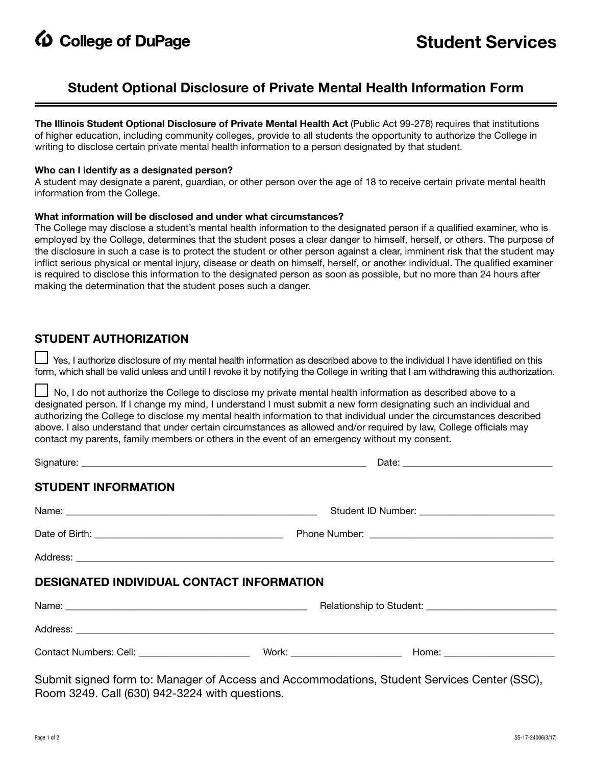College of DuPage

# Student Services

## Student Optional Disclosure of Private Mental Health Information Form

**The Illinois Student Optional Disclosure of Private Mental Health Act** (Public Act 99-278) requires that institutions of higher education, including community colleges, provide to all students the opportunity to authorize the College in writing to disclose certain private mental health information to a person designated by that student.

**Who can I identify as a designated person?**
A student may designate a parent, guardian, or other person over the age of 18 to receive certain private mental health information from the College.

**What information will be disclosed and under what circumstances?**
The College may disclose a student's mental health information to the designated person if a qualified examiner, who is employed by the College, determines that the student poses a clear danger to himself, herself, or others. The purpose of the disclosure in such a case is to protect the student or other person against a clear, imminent risk that the student may inflict serious physical or mental injury, disease or death on himself, herself, or another individual. The qualified examiner is required to disclose this information to the designated person as soon as possible, but no more than 24 hours after making the determination that the student poses such a danger.

### STUDENT AUTHORIZATION

☐ Yes, I authorize disclosure of my mental health information as described above to the individual I have identified on this form, which shall be valid unless and until I revoke it by notifying the College in writing that I am withdrawing this authorization.

☐ No, I do not authorize the College to disclose my private mental health information as described above to a designated person. If I change my mind, I understand I must submit a new form designating such an individual and authorizing the College to disclose my mental health information to that individual under the circumstances described above. I also understand that under certain circumstances as allowed and/or required by law, College officials may contact my parents, family members or others in the event of an emergency without my consent.

Signature: ______________________________ Date: ______________________

### STUDENT INFORMATION

Name: ______________________________ Student ID Number: ______________________

Date of Birth: ______________________ Phone Number: ______________________

Address: ____________________________________________________________

### DESIGNATED INDIVIDUAL CONTACT INFORMATION

Name: ______________________________ Relationship to Student: ______________________

Address: ____________________________________________________________

Contact Numbers: Cell: ________________ Work: ________________ Home: ________________

Submit signed form to: Manager of Access and Accommodations, Student Services Center (SSC), Room 3249. Call (630) 942-3224 with questions.

SS-17-24006(3/17)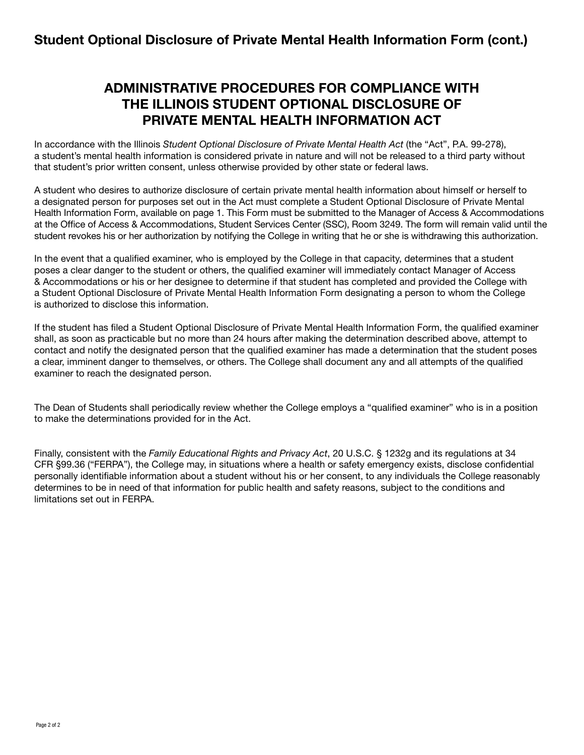## Student Optional Disclosure of Private Mental Health Information Form (cont.)

# ADMINISTRATIVE PROCEDURES FOR COMPLIANCE WITH THE ILLINOIS STUDENT OPTIONAL DISCLOSURE OF PRIVATE MENTAL HEALTH INFORMATION ACT

In accordance with the Illinois *Student Optional Disclosure of Private Mental Health Act* (the "Act", P.A. 99-278), a student's mental health information is considered private in nature and will not be released to a third party without that student's prior written consent, unless otherwise provided by other state or federal laws.

A student who desires to authorize disclosure of certain private mental health information about himself or herself to a designated person for purposes set out in the Act must complete a Student Optional Disclosure of Private Mental Health Information Form, available on page 1. This Form must be submitted to the Manager of Access & Accommodations at the Office of Access & Accommodations, Student Services Center (SSC), Room 3249. The form will remain valid until the student revokes his or her authorization by notifying the College in writing that he or she is withdrawing this authorization.

In the event that a qualified examiner, who is employed by the College in that capacity, determines that a student poses a clear danger to the student or others, the qualified examiner will immediately contact Manager of Access & Accommodations or his or her designee to determine if that student has completed and provided the College with a Student Optional Disclosure of Private Mental Health Information Form designating a person to whom the College is authorized to disclose this information.

If the student has filed a Student Optional Disclosure of Private Mental Health Information Form, the qualified examiner shall, as soon as practicable but no more than 24 hours after making the determination described above, attempt to contact and notify the designated person that the qualified examiner has made a determination that the student poses a clear, imminent danger to themselves, or others. The College shall document any and all attempts of the qualified examiner to reach the designated person.

The Dean of Students shall periodically review whether the College employs a "qualified examiner" who is in a position to make the determinations provided for in the Act.

Finally, consistent with the *Family Educational Rights and Privacy Act*, 20 U.S.C. § 1232g and its regulations at 34 CFR §99.36 ("FERPA"), the College may, in situations where a health or safety emergency exists, disclose confidential personally identifiable information about a student without his or her consent, to any individuals the College reasonably determines to be in need of that information for public health and safety reasons, subject to the conditions and limitations set out in FERPA.